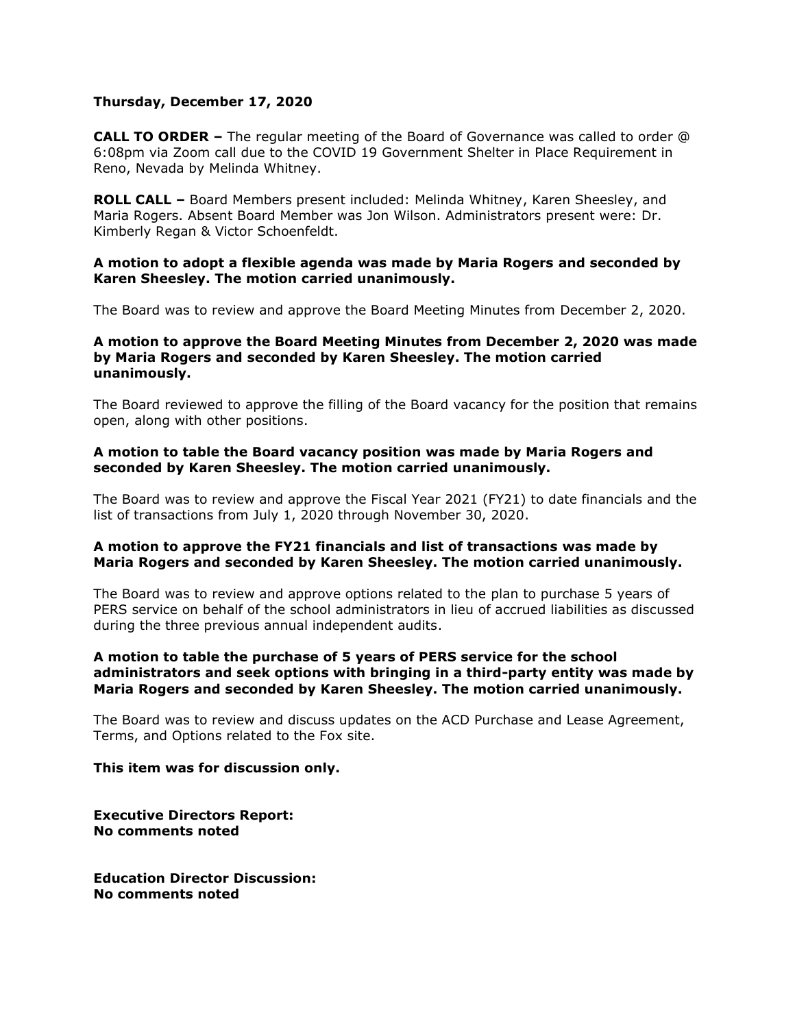**Thursday, December 17, 2020**

**CALL TO ORDER –** The regular meeting of the Board of Governance was called to order @ 6:08pm via Zoom call due to the COVID 19 Government Shelter in Place Requirement in Reno, Nevada by Melinda Whitney.

**ROLL CALL –** Board Members present included: Melinda Whitney, Karen Sheesley, and Maria Rogers. Absent Board Member was Jon Wilson. Administrators present were: Dr. Kimberly Regan & Victor Schoenfeldt.

**A motion to adopt a flexible agenda was made by Maria Rogers and seconded by Karen Sheesley. The motion carried unanimously.**

The Board was to review and approve the Board Meeting Minutes from December 2, 2020.

**A motion to approve the Board Meeting Minutes from December 2, 2020 was made by Maria Rogers and seconded by Karen Sheesley. The motion carried unanimously.**

The Board reviewed to approve the filling of the Board vacancy for the position that remains open, along with other positions.

**A motion to table the Board vacancy position was made by Maria Rogers and seconded by Karen Sheesley. The motion carried unanimously.**

The Board was to review and approve the Fiscal Year 2021 (FY21) to date financials and the list of transactions from July 1, 2020 through November 30, 2020.

**A motion to approve the FY21 financials and list of transactions was made by Maria Rogers and seconded by Karen Sheesley. The motion carried unanimously.**

The Board was to review and approve options related to the plan to purchase 5 years of PERS service on behalf of the school administrators in lieu of accrued liabilities as discussed during the three previous annual independent audits.

**A motion to table the purchase of 5 years of PERS service for the school administrators and seek options with bringing in a third-party entity was made by Maria Rogers and seconded by Karen Sheesley. The motion carried unanimously.**

The Board was to review and discuss updates on the ACD Purchase and Lease Agreement, Terms, and Options related to the Fox site.

**This item was for discussion only.**

**Executive Directors Report:**
**No comments noted**

**Education Director Discussion:**
**No comments noted**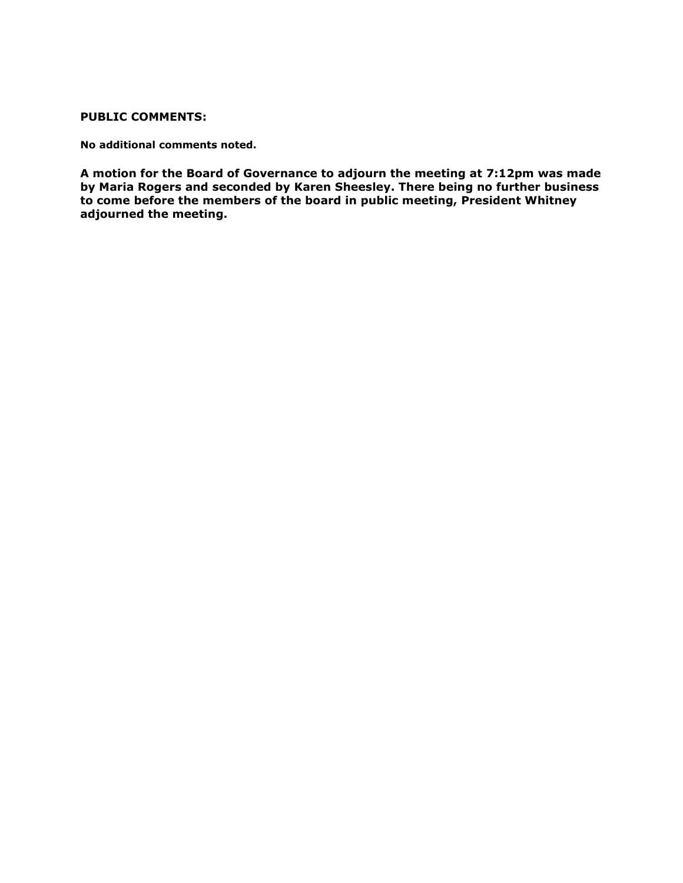**PUBLIC COMMENTS:**

**No additional comments noted.**

**A motion for the Board of Governance to adjourn the meeting at 7:12pm was made by Maria Rogers and seconded by Karen Sheesley. There being no further business to come before the members of the board in public meeting, President Whitney adjourned the meeting.**